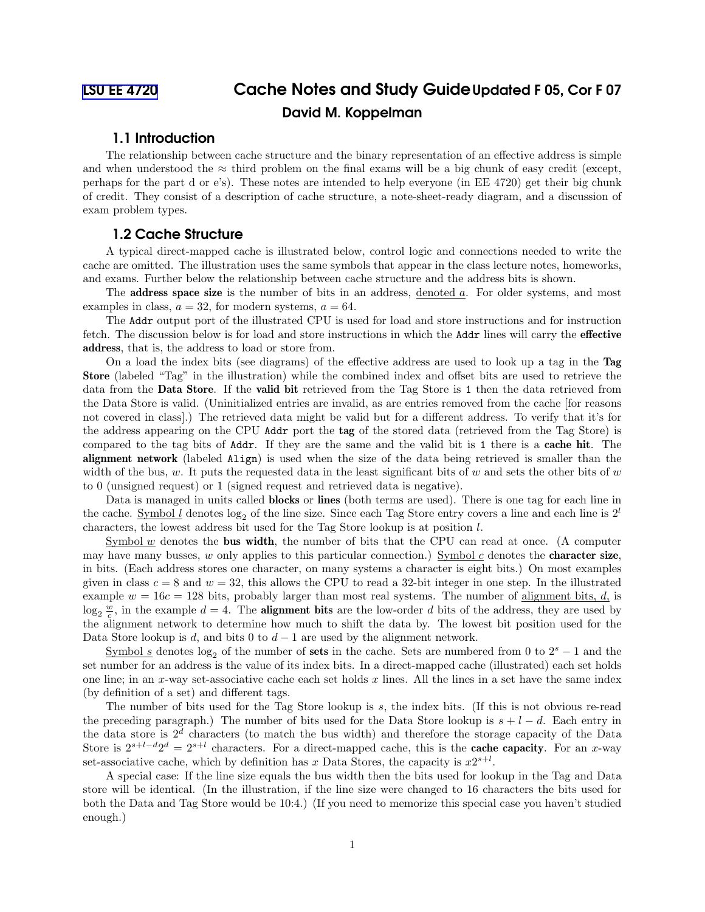LSU EE 4720

# Cache Notes and Study Guide Updated F 05, Cor F 07

**David M. Koppelman**

## 1.1 Introduction

The relationship between cache structure and the binary representation of an effective address is simple and when understood the ≈ third problem on the final exams will be a big chunk of easy credit (except, perhaps for the part d or e's). These notes are intended to help everyone (in EE 4720) get their big chunk of credit. They consist of a description of cache structure, a note-sheet-ready diagram, and a discussion of exam problem types.

## 1.2 Cache Structure

A typical direct-mapped cache is illustrated below, control logic and connections needed to write the cache are omitted. The illustration uses the same symbols that appear in the class lecture notes, homeworks, and exams. Further below the relationship between cache structure and the address bits is shown.

The **address space size** is the number of bits in an address, denoted $a$. For older systems, and most examples in class, $a = 32$, for modern systems, $a = 64$.

The `Addr` output port of the illustrated CPU is used for load and store instructions and for instruction fetch. The discussion below is for load and store instructions in which the `Addr` lines will carry the **effective address**, that is, the address to load or store from.

On a load the index bits (see diagrams) of the effective address are used to look up a tag in the **Tag Store** (labeled "Tag" in the illustration) while the combined index and offset bits are used to retrieve the data from the **Data Store**. If the **valid bit** retrieved from the Tag Store is `1` then the data retrieved from the Data Store is valid. (Uninitialized entries are invalid, as are entries removed from the cache [for reasons not covered in class].) The retrieved data might be valid but for a different address. To verify that it's for the address appearing on the CPU `Addr` port the **tag** of the stored data (retrieved from the Tag Store) is compared to the tag bits of `Addr`. If they are the same and the valid bit is `1` there is a **cache hit**. The **alignment network** (labeled `Align`) is used when the size of the data being retrieved is smaller than the width of the bus, $w$. It puts the requested data in the least significant bits of $w$ and sets the other bits of $w$ to 0 (unsigned request) or 1 (signed request and retrieved data is negative).

Data is managed in units called **blocks** or **lines** (both terms are used). There is one tag for each line in the cache. Symbol $l$ denotes $\log_2$ of the line size. Since each Tag Store entry covers a line and each line is $2^l$ characters, the lowest address bit used for the Tag Store lookup is at position $l$.

Symbol $w$ denotes the **bus width**, the number of bits that the CPU can read at once. (A computer may have many busses, $w$ only applies to this particular connection.) Symbol $c$ denotes the **character size**, in bits. (Each address stores one character, on many systems a character is eight bits.) On most examples given in class $c = 8$ and $w = 32$, this allows the CPU to read a 32-bit integer in one step. In the illustrated example $w = 16c = 128$ bits, probably larger than most real systems. The number of alignment bits, $d$, is $\log_2 \frac{w}{c}$, in the example $d = 4$. The **alignment bits** are the low-order $d$ bits of the address, they are used by the alignment network to determine how much to shift the data by. The lowest bit position used for the Data Store lookup is $d$, and bits 0 to $d-1$ are used by the alignment network.

Symbol $s$ denotes $\log_2$ of the number of **sets** in the cache. Sets are numbered from 0 to $2^s - 1$ and the set number for an address is the value of its index bits. In a direct-mapped cache (illustrated) each set holds one line; in an $x$-way set-associative cache each set holds $x$ lines. All the lines in a set have the same index (by definition of a set) and different tags.

The number of bits used for the Tag Store lookup is $s$, the index bits. (If this is not obvious re-read the preceding paragraph.) The number of bits used for the Data Store lookup is $s + l - d$. Each entry in the data store is $2^d$ characters (to match the bus width) and therefore the storage capacity of the Data Store is $2^{s+l-d}2^d = 2^{s+l}$ characters. For a direct-mapped cache, this is the **cache capacity**. For an $x$-way set-associative cache, which by definition has $x$ Data Stores, the capacity is $x2^{s+l}$.

A special case: If the line size equals the bus width then the bits used for lookup in the Tag and Data store will be identical. (In the illustration, if the line size were changed to 16 characters the bits used for both the Data and Tag Store would be 10:4.) (If you need to memorize this special case you haven't studied enough.)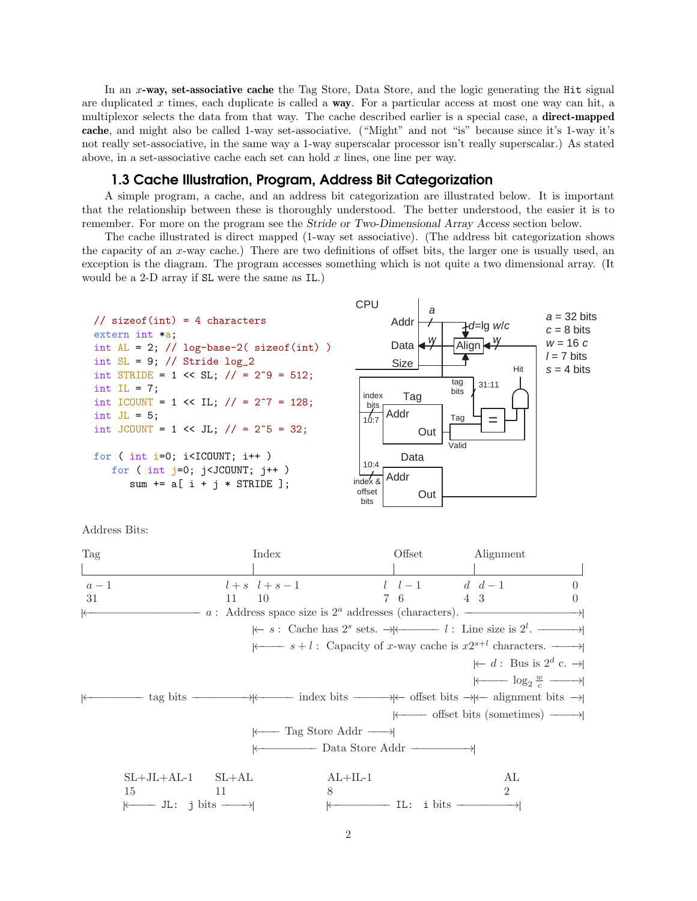In an *x*-way, **set-associative cache** the Tag Store, Data Store, and the logic generating the `Hit` signal are duplicated $x$ times, each duplicate is called a **way**. For a particular access at most one way can hit, a multiplexor selects the data from that way. The cache described earlier is a special case, a **direct-mapped cache**, and might also be called 1-way set-associative. ("Might" and not "is" because since it's 1-way it's not really set-associative, in the same way a 1-way superscalar processor isn't really superscalar.) As stated above, in a set-associative cache each set can hold $x$ lines, one line per way.

## 1.3 Cache Illustration, Program, Address Bit Categorization

A simple program, a cache, and an address bit categorization are illustrated below. It is important that the relationship between these is thoroughly understood. The better understood, the easier it is to remember. For more on the program see the *Stride or Two-Dimensional Array Access* section below.

The cache illustrated is direct mapped (1-way set associative). (The address bit categorization shows the capacity of an $x$-way cache.) There are two definitions of offset bits, the larger one is usually used, an exception is the diagram. The program accesses something which is not quite a two dimensional array. (It would be a 2-D array if `SL` were the same as `IL`.)

```
// sizeof(int) = 4 characters
extern int *a;
int AL = 2; // log-base-2( sizeof(int) )
int SL = 9; // Stride log_2
int STRIDE = 1 << SL; // = 2^9 = 512;
int IL = 7;
int ICOUNT = 1 << IL; // = 2^7 = 128;
int JL = 5;
int JCOUNT = 1 << JL; // = 2^5 = 32;

for ( int i=0; i<ICOUNT; i++ )
   for ( int j=0; j<JCOUNT; j++ )
      sum += a[ i + j * STRIDE ];
```

CPU diagram labels: Addr ($a$), Data ($w$), Size; Align ($d$=lg $w/c$, $w$); Tag store: index bits 10:7, Addr, Out, tag bits 31:11, Tag, Valid, =, Hit; Data store: index & offset bits 10:4, Addr, Out.

$a$ = 32 bits
$c$ = 8 bits
$w$ = 16 $c$
$l$ = 7 bits
$s$ = 4 bits

Address Bits:

| Tag | | Index | | Offset | | Alignment | |
|---|---|---|---|---|---|---|---|
| $a-1$ | $l+s$ | $l+s-1$ | $l$ | $l-1$ | $d$ | $d-1$ | 0 |
| 31 | 11 | 10 | 7 | 6 | 4 | 3 | 0 |

- $a$: Address space size is $2^a$ addresses (characters). (bits $a-1$ to 0)
- $s$: Cache has $2^s$ sets. (bits $l+s-1$ to $l$)
- $l$: Line size is $2^l$. (bits $l-1$ to 0)
- $s+l$: Capacity of $x$-way cache is $x2^{s+l}$ characters. (bits $l+s-1$ to 0)
- $d$: Bus is $2^d$ c. (bits $d-1$ to 0)
- $\log_2 \frac{w}{c}$ (bits $d-1$ to 0)
- tag bits: $a-1$ to $l+s$; index bits: $l+s-1$ to $l$; offset bits: $l-1$ to $d$; alignment bits: $d-1$ to 0
- offset bits (sometimes): $l-1$ to 0
- Tag Store Addr: $l+s-1$ to $l$
- Data Store Addr: $l+s-1$ to $d$

| SL+JL+AL-1 | SL+AL | AL+IL-1 | AL |
|---|---|---|---|
| 15 | 11 | 8 | 2 |

- JL: j bits (15 to 11)
- IL: i bits (8 to 2)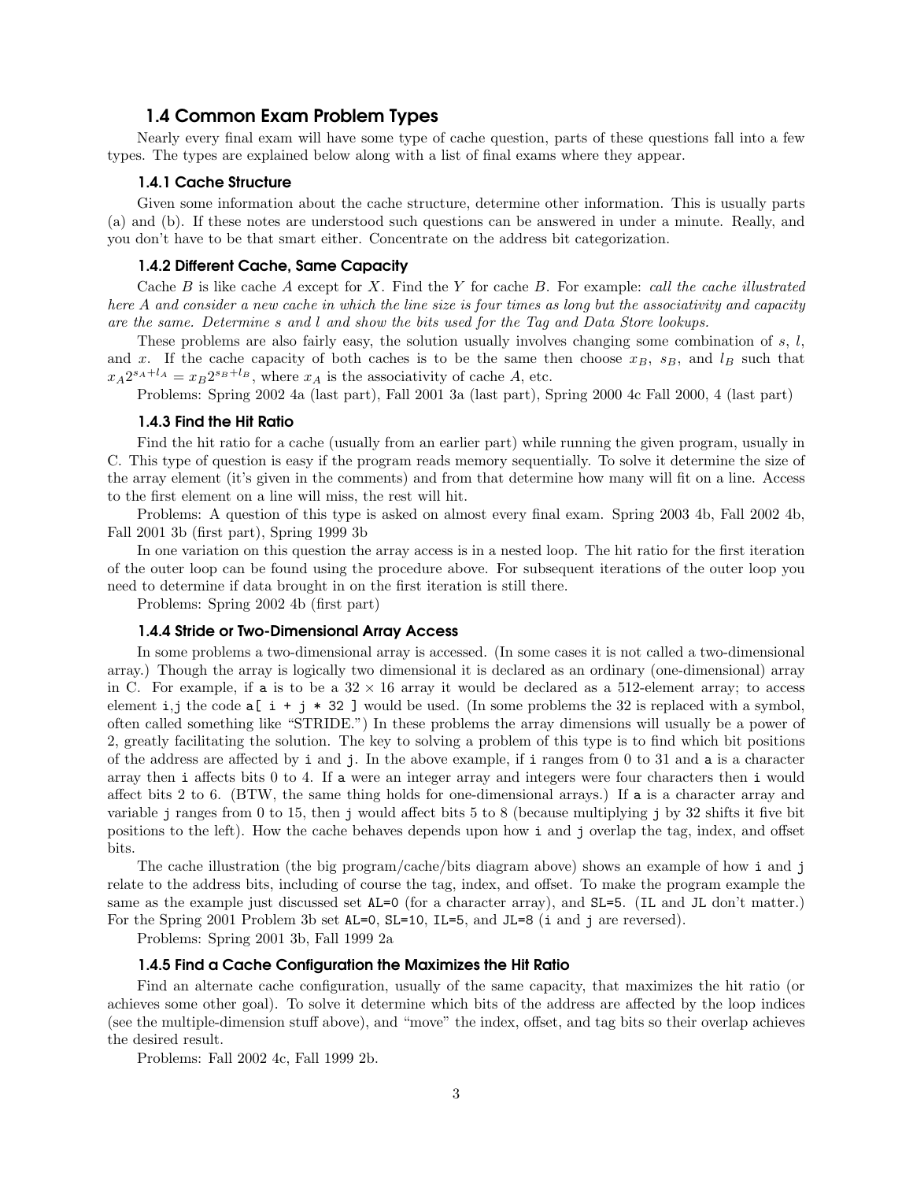## 1.4 Common Exam Problem Types

Nearly every final exam will have some type of cache question, parts of these questions fall into a few types. The types are explained below along with a list of final exams where they appear.

### 1.4.1 Cache Structure

Given some information about the cache structure, determine other information. This is usually parts (a) and (b). If these notes are understood such questions can be answered in under a minute. Really, and you don't have to be that smart either. Concentrate on the address bit categorization.

### 1.4.2 Different Cache, Same Capacity

Cache $B$ is like cache $A$ except for $X$. Find the $Y$ for cache $B$. For example: *call the cache illustrated here A and consider a new cache in which the line size is four times as long but the associativity and capacity are the same. Determine s and l and show the bits used for the Tag and Data Store lookups.*

These problems are also fairly easy, the solution usually involves changing some combination of $s$, $l$, and $x$. If the cache capacity of both caches is to be the same then choose $x_B$, $s_B$, and $l_B$ such that $x_A 2^{s_A+l_A} = x_B 2^{s_B+l_B}$, where $x_A$ is the associativity of cache $A$, etc.

Problems: Spring 2002 4a (last part), Fall 2001 3a (last part), Spring 2000 4c Fall 2000, 4 (last part)

### 1.4.3 Find the Hit Ratio

Find the hit ratio for a cache (usually from an earlier part) while running the given program, usually in C. This type of question is easy if the program reads memory sequentially. To solve it determine the size of the array element (it's given in the comments) and from that determine how many will fit on a line. Access to the first element on a line will miss, the rest will hit.

Problems: A question of this type is asked on almost every final exam. Spring 2003 4b, Fall 2002 4b, Fall 2001 3b (first part), Spring 1999 3b

In one variation on this question the array access is in a nested loop. The hit ratio for the first iteration of the outer loop can be found using the procedure above. For subsequent iterations of the outer loop you need to determine if data brought in on the first iteration is still there.

Problems: Spring 2002 4b (first part)

### 1.4.4 Stride or Two-Dimensional Array Access

In some problems a two-dimensional array is accessed. (In some cases it is not called a two-dimensional array.) Though the array is logically two dimensional it is declared as an ordinary (one-dimensional) array in C. For example, if `a` is to be a $32 \times 16$ array it would be declared as a 512-element array; to access element `i,j` the code `a[ i + j * 32 ]` would be used. (In some problems the 32 is replaced with a symbol, often called something like "STRIDE.") In these problems the array dimensions will usually be a power of 2, greatly facilitating the solution. The key to solving a problem of this type is to find which bit positions of the address are affected by `i` and `j`. In the above example, if `i` ranges from 0 to 31 and `a` is a character array then `i` affects bits 0 to 4. If `a` were an integer array and integers were four characters then `i` would affect bits 2 to 6. (BTW, the same thing holds for one-dimensional arrays.) If `a` is a character array and variable `j` ranges from 0 to 15, then `j` would affect bits 5 to 8 (because multiplying `j` by 32 shifts it five bit positions to the left). How the cache behaves depends upon how `i` and `j` overlap the tag, index, and offset bits.

The cache illustration (the big program/cache/bits diagram above) shows an example of how `i` and `j` relate to the address bits, including of course the tag, index, and offset. To make the program example the same as the example just discussed set `AL=0` (for a character array), and `SL=5`. (`IL` and `JL` don't matter.) For the Spring 2001 Problem 3b set `AL=0`, `SL=10`, `IL=5`, and `JL=8` (`i` and `j` are reversed).

Problems: Spring 2001 3b, Fall 1999 2a

### 1.4.5 Find a Cache Configuration the Maximizes the Hit Ratio

Find an alternate cache configuration, usually of the same capacity, that maximizes the hit ratio (or achieves some other goal). To solve it determine which bits of the address are affected by the loop indices (see the multiple-dimension stuff above), and "move" the index, offset, and tag bits so their overlap achieves the desired result.

Problems: Fall 2002 4c, Fall 1999 2b.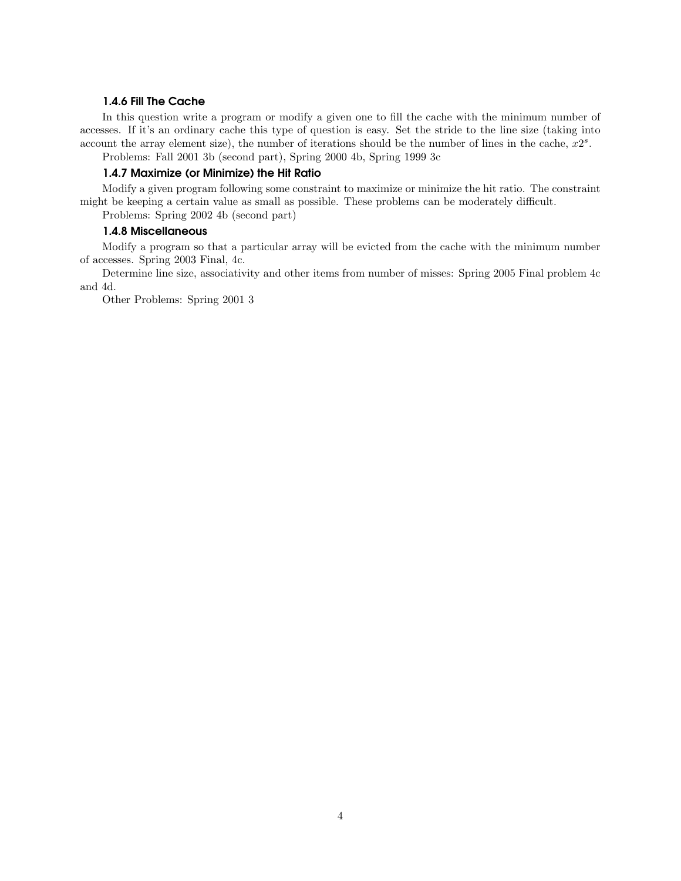### 1.4.6 Fill The Cache

In this question write a program or modify a given one to fill the cache with the minimum number of accesses. If it's an ordinary cache this type of question is easy. Set the stride to the line size (taking into account the array element size), the number of iterations should be the number of lines in the cache, $x2^s$.

Problems: Fall 2001 3b (second part), Spring 2000 4b, Spring 1999 3c

### 1.4.7 Maximize (or Minimize) the Hit Ratio

Modify a given program following some constraint to maximize or minimize the hit ratio. The constraint might be keeping a certain value as small as possible. These problems can be moderately difficult.

Problems: Spring 2002 4b (second part)

### 1.4.8 Miscellaneous

Modify a program so that a particular array will be evicted from the cache with the minimum number of accesses. Spring 2003 Final, 4c.

Determine line size, associativity and other items from number of misses: Spring 2005 Final problem 4c and 4d.

Other Problems: Spring 2001 3